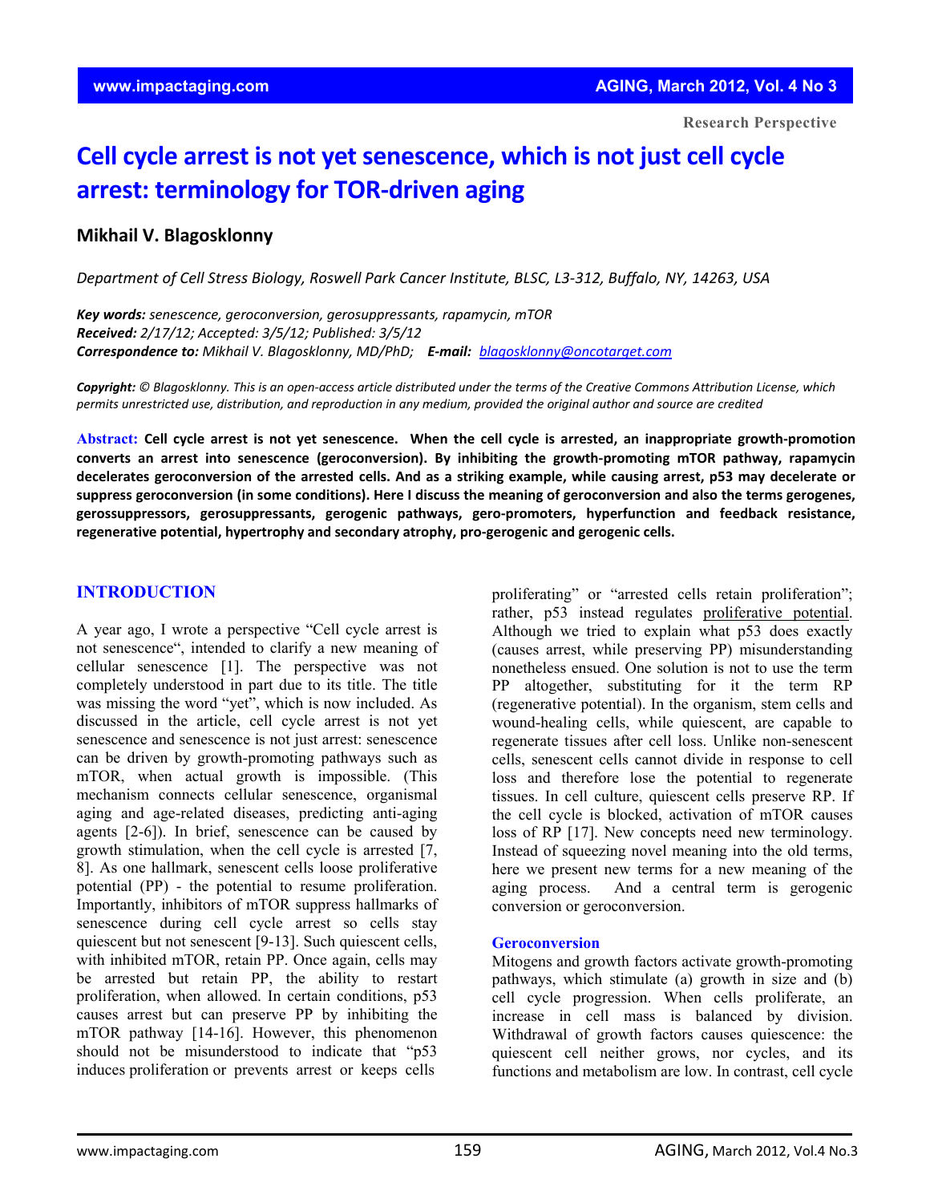Research Perspective

# Cell cycle arrest is not yet senescence, which is not just cell cycle arrest: terminology for TOR-driven aging

**Mikhail V. Blagosklonny**

*Department of Cell Stress Biology, Roswell Park Cancer Institute, BLSC, L3-312, Buffalo, NY, 14263, USA*

***Key words:*** *senescence, geroconversion, gerosuppressants, rapamycin, mTOR*
***Received:*** *2/17/12; Accepted: 3/5/12; Published: 3/5/12*
***Correspondence to:*** *Mikhail V. Blagosklonny, MD/PhD;* ***E-mail:*** *blagosklonny@oncotarget.com*

***Copyright:*** *© Blagosklonny. This is an open-access article distributed under the terms of the Creative Commons Attribution License, which permits unrestricted use, distribution, and reproduction in any medium, provided the original author and source are credited*

**Abstract: Cell cycle arrest is not yet senescence. When the cell cycle is arrested, an inappropriate growth-promotion converts an arrest into senescence (geroconversion). By inhibiting the growth-promoting mTOR pathway, rapamycin decelerates geroconversion of the arrested cells. And as a striking example, while causing arrest, p53 may decelerate or suppress geroconversion (in some conditions). Here I discuss the meaning of geroconversion and also the terms gerogenes, gerossuppressors, gerosuppressants, gerogenic pathways, gero-promoters, hyperfunction and feedback resistance, regenerative potential, hypertrophy and secondary atrophy, pro-gerogenic and gerogenic cells.**

## INTRODUCTION

A year ago, I wrote a perspective "Cell cycle arrest is not senescence", intended to clarify a new meaning of cellular senescence [1]. The perspective was not completely understood in part due to its title. The title was missing the word "yet", which is now included. As discussed in the article, cell cycle arrest is not yet senescence and senescence is not just arrest: senescence can be driven by growth-promoting pathways such as mTOR, when actual growth is impossible. (This mechanism connects cellular senescence, organismal aging and age-related diseases, predicting anti-aging agents [2-6]). In brief, senescence can be caused by growth stimulation, when the cell cycle is arrested [7, 8]. As one hallmark, senescent cells loose proliferative potential (PP) - the potential to resume proliferation. Importantly, inhibitors of mTOR suppress hallmarks of senescence during cell cycle arrest so cells stay quiescent but not senescent [9-13]. Such quiescent cells, with inhibited mTOR, retain PP. Once again, cells may be arrested but retain PP, the ability to restart proliferation, when allowed. In certain conditions, p53 causes arrest but can preserve PP by inhibiting the mTOR pathway [14-16]. However, this phenomenon should not be misunderstood to indicate that "p53 induces proliferation or prevents arrest or keeps cells proliferating" or "arrested cells retain proliferation"; rather, p53 instead regulates proliferative potential. Although we tried to explain what p53 does exactly (causes arrest, while preserving PP) misunderstanding nonetheless ensued. One solution is not to use the term PP altogether, substituting for it the term RP (regenerative potential). In the organism, stem cells and wound-healing cells, while quiescent, are capable to regenerate tissues after cell loss. Unlike non-senescent cells, senescent cells cannot divide in response to cell loss and therefore lose the potential to regenerate tissues. In cell culture, quiescent cells preserve RP. If the cell cycle is blocked, activation of mTOR causes loss of RP [17]. New concepts need new terminology. Instead of squeezing novel meaning into the old terms, here we present new terms for a new meaning of the aging process. And a central term is gerogenic conversion or geroconversion.

### Geroconversion

Mitogens and growth factors activate growth-promoting pathways, which stimulate (a) growth in size and (b) cell cycle progression. When cells proliferate, an increase in cell mass is balanced by division. Withdrawal of growth factors causes quiescence: the quiescent cell neither grows, nor cycles, and its functions and metabolism are low. In contrast, cell cycle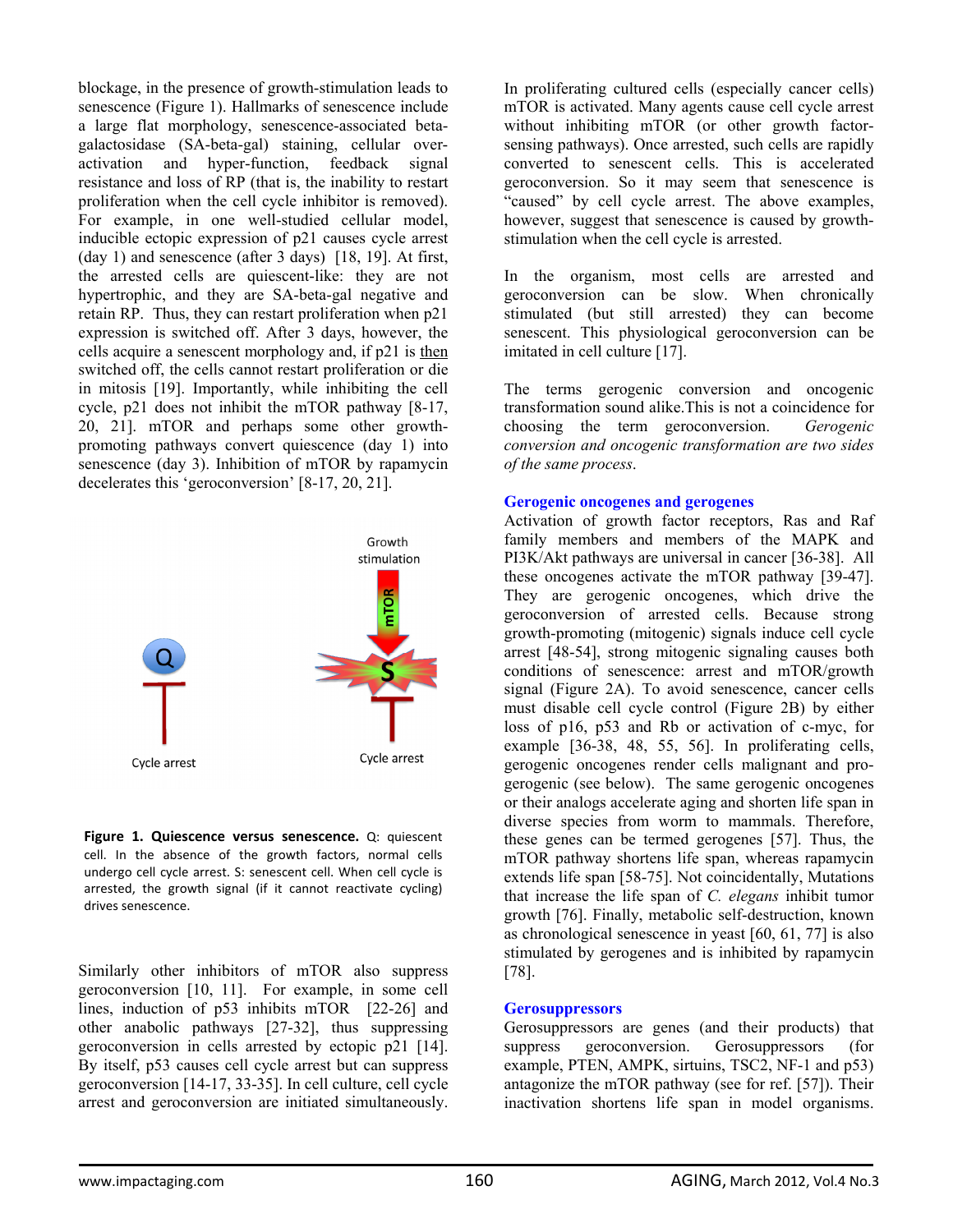blockage, in the presence of growth-stimulation leads to senescence (Figure 1). Hallmarks of senescence include a large flat morphology, senescence-associated beta-galactosidase (SA-beta-gal) staining, cellular over-activation and hyper-function, feedback signal resistance and loss of RP (that is, the inability to restart proliferation when the cell cycle inhibitor is removed). For example, in one well-studied cellular model, inducible ectopic expression of p21 causes cycle arrest (day 1) and senescence (after 3 days) [18, 19]. At first, the arrested cells are quiescent-like: they are not hypertrophic, and they are SA-beta-gal negative and retain RP. Thus, they can restart proliferation when p21 expression is switched off. After 3 days, however, the cells acquire a senescent morphology and, if p21 is then switched off, the cells cannot restart proliferation or die in mitosis [19]. Importantly, while inhibiting the cell cycle, p21 does not inhibit the mTOR pathway [8-17, 20, 21]. mTOR and perhaps some other growth-promoting pathways convert quiescence (day 1) into senescence (day 3). Inhibition of mTOR by rapamycin decelerates this 'geroconversion' [8-17, 20, 21].

**Figure 1. Quiescence versus senescence.** Q: quiescent cell. In the absence of the growth factors, normal cells undergo cell cycle arrest. S: senescent cell. When cell cycle is arrested, the growth signal (if it cannot reactivate cycling) drives senescence.

Similarly other inhibitors of mTOR also suppress geroconversion [10, 11]. For example, in some cell lines, induction of p53 inhibits mTOR [22-26] and other anabolic pathways [27-32], thus suppressing geroconversion in cells arrested by ectopic p21 [14]. By itself, p53 causes cell cycle arrest but can suppress geroconversion [14-17, 33-35]. In cell culture, cell cycle arrest and geroconversion are initiated simultaneously. In proliferating cultured cells (especially cancer cells) mTOR is activated. Many agents cause cell cycle arrest without inhibiting mTOR (or other growth factor-sensing pathways). Once arrested, such cells are rapidly converted to senescent cells. This is accelerated geroconversion. So it may seem that senescence is "caused" by cell cycle arrest. The above examples, however, suggest that senescence is caused by growth-stimulation when the cell cycle is arrested.

In the organism, most cells are arrested and geroconversion can be slow. When chronically stimulated (but still arrested) they can become senescent. This physiological geroconversion can be imitated in cell culture [17].

The terms gerogenic conversion and oncogenic transformation sound alike.This is not a coincidence for choosing the term geroconversion. *Gerogenic conversion and oncogenic transformation are two sides of the same process*.

## Gerogenic oncogenes and gerogenes

Activation of growth factor receptors, Ras and Raf family members and members of the MAPK and PI3K/Akt pathways are universal in cancer [36-38]. All these oncogenes activate the mTOR pathway [39-47]. They are gerogenic oncogenes, which drive the geroconversion of arrested cells. Because strong growth-promoting (mitogenic) signals induce cell cycle arrest [48-54], strong mitogenic signaling causes both conditions of senescence: arrest and mTOR/growth signal (Figure 2A). To avoid senescence, cancer cells must disable cell cycle control (Figure 2B) by either loss of p16, p53 and Rb or activation of c-myc, for example [36-38, 48, 55, 56]. In proliferating cells, gerogenic oncogenes render cells malignant and pro-gerogenic (see below). The same gerogenic oncogenes or their analogs accelerate aging and shorten life span in diverse species from worm to mammals. Therefore, these genes can be termed gerogenes [57]. Thus, the mTOR pathway shortens life span, whereas rapamycin extends life span [58-75]. Not coincidentally, Mutations that increase the life span of *C. elegans* inhibit tumor growth [76]. Finally, metabolic self-destruction, known as chronological senescence in yeast [60, 61, 77] is also stimulated by gerogenes and is inhibited by rapamycin [78].

## Gerosuppressors

Gerosuppressors are genes (and their products) that suppress geroconversion. Gerosuppressors (for example, PTEN, AMPK, sirtuins, TSC2, NF-1 and p53) antagonize the mTOR pathway (see for ref. [57]). Their inactivation shortens life span in model organisms.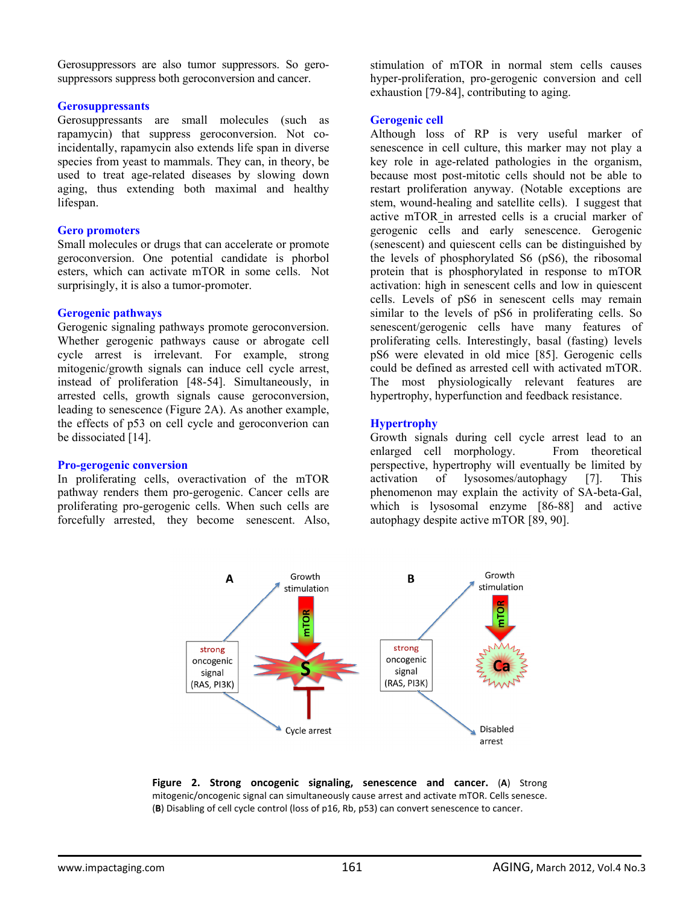Gerosuppressors are also tumor suppressors. So gerosuppressors suppress both geroconversion and cancer.

### Gerosuppressants

Gerosuppressants are small molecules (such as rapamycin) that suppress geroconversion. Not co-incidentally, rapamycin also extends life span in diverse species from yeast to mammals. They can, in theory, be used to treat age-related diseases by slowing down aging, thus extending both maximal and healthy lifespan.

### Gero promoters

Small molecules or drugs that can accelerate or promote geroconversion. One potential candidate is phorbol esters, which can activate mTOR in some cells. Not surprisingly, it is also a tumor-promoter.

### Gerogenic pathways

Gerogenic signaling pathways promote geroconversion. Whether gerogenic pathways cause or abrogate cell cycle arrest is irrelevant. For example, strong mitogenic/growth signals can induce cell cycle arrest, instead of proliferation [48-54]. Simultaneously, in arrested cells, growth signals cause geroconversion, leading to senescence (Figure 2A). As another example, the effects of p53 on cell cycle and geroconversion can be dissociated [14].

### Pro-gerogenic conversion

In proliferating cells, overactivation of the mTOR pathway renders them pro-gerogenic. Cancer cells are proliferating pro-gerogenic cells. When such cells are forcefully arrested, they become senescent. Also, stimulation of mTOR in normal stem cells causes hyper-proliferation, pro-gerogenic conversion and cell exhaustion [79-84], contributing to aging.

### Gerogenic cell

Although loss of RP is very useful marker of senescence in cell culture, this marker may not play a key role in age-related pathologies in the organism, because most post-mitotic cells should not be able to restart proliferation anyway. (Notable exceptions are stem, wound-healing and satellite cells). I suggest that active mTOR in arrested cells is a crucial marker of gerogenic cells and early senescence. Gerogenic (senescent) and quiescent cells can be distinguished by the levels of phosphorylated S6 (pS6), the ribosomal protein that is phosphorylated in response to mTOR activation: high in senescent cells and low in quiescent cells. Levels of pS6 in senescent cells may remain similar to the levels of pS6 in proliferating cells. So senescent/gerogenic cells have many features of proliferating cells. Interestingly, basal (fasting) levels pS6 were elevated in old mice [85]. Gerogenic cells could be defined as arrested cell with activated mTOR. The most physiologically relevant features are hypertrophy, hyperfunction and feedback resistance.

### Hypertrophy

Growth signals during cell cycle arrest lead to an enlarged cell morphology. From theoretical perspective, hypertrophy will eventually be limited by activation of lysosomes/autophagy [7]. This phenomenon may explain the activity of SA-beta-Gal, which is lysosomal enzyme [86-88] and active autophagy despite active mTOR [89, 90].

**Figure 2. Strong oncogenic signaling, senescence and cancer.** (**A**) Strong mitogenic/oncogenic signal can simultaneously cause arrest and activate mTOR. Cells senesce. (**B**) Disabling of cell cycle control (loss of p16, Rb, p53) can convert senescence to cancer.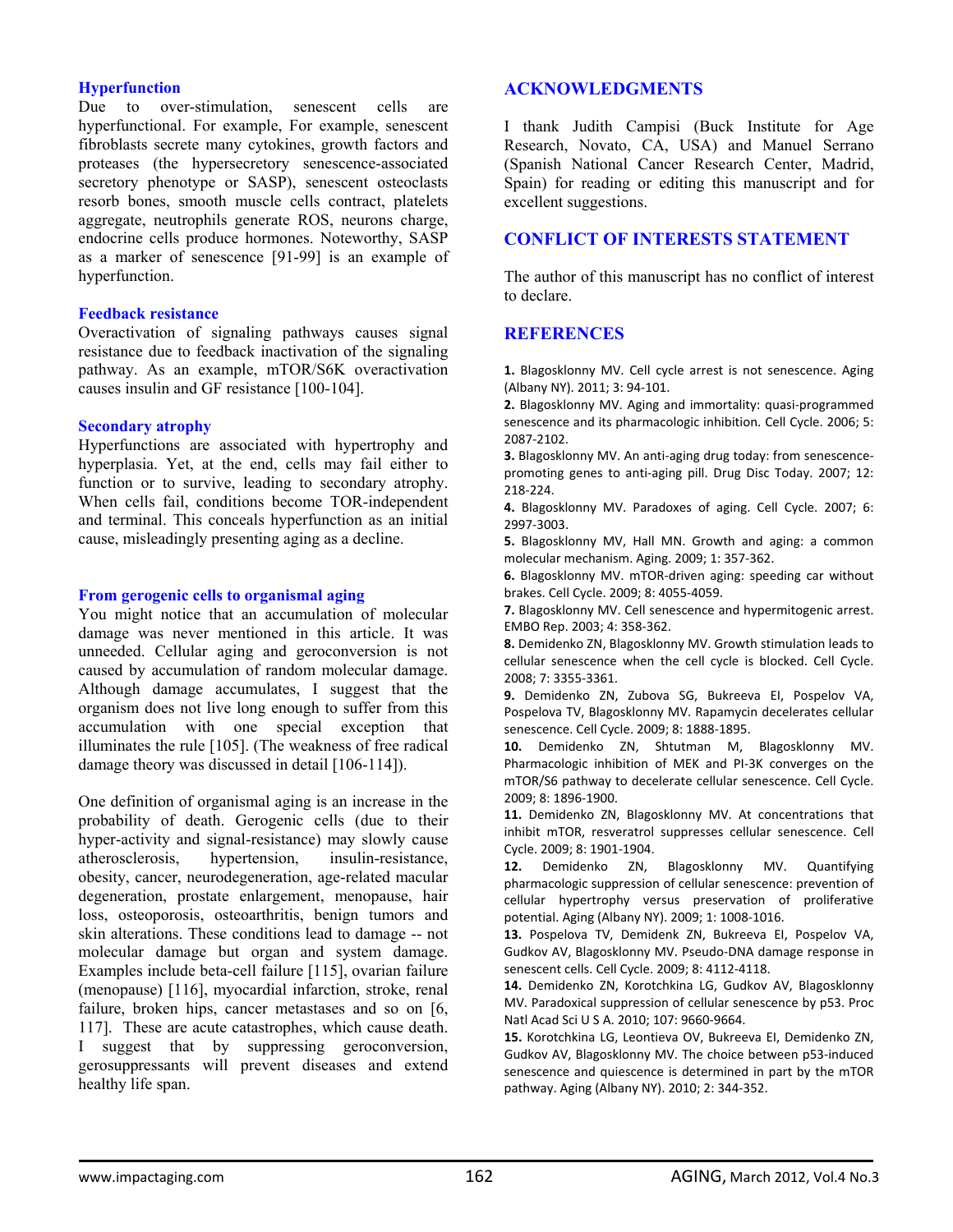### Hyperfunction

Due to over-stimulation, senescent cells are hyperfunctional. For example, For example, senescent fibroblasts secrete many cytokines, growth factors and proteases (the hypersecretory senescence-associated secretory phenotype or SASP), senescent osteoclasts resorb bones, smooth muscle cells contract, platelets aggregate, neutrophils generate ROS, neurons charge, endocrine cells produce hormones. Noteworthy, SASP as a marker of senescence [91-99] is an example of hyperfunction.

### Feedback resistance

Overactivation of signaling pathways causes signal resistance due to feedback inactivation of the signaling pathway. As an example, mTOR/S6K overactivation causes insulin and GF resistance [100-104].

### Secondary atrophy

Hyperfunctions are associated with hypertrophy and hyperplasia. Yet, at the end, cells may fail either to function or to survive, leading to secondary atrophy. When cells fail, conditions become TOR-independent and terminal. This conceals hyperfunction as an initial cause, misleadingly presenting aging as a decline.

### From gerogenic cells to organismal aging

You might notice that an accumulation of molecular damage was never mentioned in this article. It was unneeded. Cellular aging and geroconversion is not caused by accumulation of random molecular damage. Although damage accumulates, I suggest that the organism does not live long enough to suffer from this accumulation with one special exception that illuminates the rule [105]. (The weakness of free radical damage theory was discussed in detail [106-114]).

One definition of organismal aging is an increase in the probability of death. Gerogenic cells (due to their hyper-activity and signal-resistance) may slowly cause atherosclerosis, hypertension, insulin-resistance, obesity, cancer, neurodegeneration, age-related macular degeneration, prostate enlargement, menopause, hair loss, osteoporosis, osteoarthritis, benign tumors and skin alterations. These conditions lead to damage -- not molecular damage but organ and system damage. Examples include beta-cell failure [115], ovarian failure (menopause) [116], myocardial infarction, stroke, renal failure, broken hips, cancer metastases and so on [6, 117]. These are acute catastrophes, which cause death. I suggest that by suppressing geroconversion, gerosuppressants will prevent diseases and extend healthy life span.

## ACKNOWLEDGMENTS

I thank Judith Campisi (Buck Institute for Age Research, Novato, CA, USA) and Manuel Serrano (Spanish National Cancer Research Center, Madrid, Spain) for reading or editing this manuscript and for excellent suggestions.

## CONFLICT OF INTERESTS STATEMENT

The author of this manuscript has no conflict of interest to declare.

## REFERENCES

**1.** Blagosklonny MV. Cell cycle arrest is not senescence. Aging (Albany NY). 2011; 3: 94-101.

**2.** Blagosklonny MV. Aging and immortality: quasi-programmed senescence and its pharmacologic inhibition. Cell Cycle. 2006; 5: 2087-2102.

**3.** Blagosklonny MV. An anti-aging drug today: from senescence-promoting genes to anti-aging pill. Drug Disc Today. 2007; 12: 218-224.

**4.** Blagosklonny MV. Paradoxes of aging. Cell Cycle. 2007; 6: 2997-3003.

**5.** Blagosklonny MV, Hall MN. Growth and aging: a common molecular mechanism. Aging. 2009; 1: 357-362.

**6.** Blagosklonny MV. mTOR-driven aging: speeding car without brakes. Cell Cycle. 2009; 8: 4055-4059.

**7.** Blagosklonny MV. Cell senescence and hypermitogenic arrest. EMBO Rep. 2003; 4: 358-362.

**8.** Demidenko ZN, Blagosklonny MV. Growth stimulation leads to cellular senescence when the cell cycle is blocked. Cell Cycle. 2008; 7: 3355-3361.

**9.** Demidenko ZN, Zubova SG, Bukreeva EI, Pospelov VA, Pospelova TV, Blagosklonny MV. Rapamycin decelerates cellular senescence. Cell Cycle. 2009; 8: 1888-1895.

**10.** Demidenko ZN, Shtutman M, Blagosklonny MV. Pharmacologic inhibition of MEK and PI-3K converges on the mTOR/S6 pathway to decelerate cellular senescence. Cell Cycle. 2009; 8: 1896-1900.

**11.** Demidenko ZN, Blagosklonny MV. At concentrations that inhibit mTOR, resveratrol suppresses cellular senescence. Cell Cycle. 2009; 8: 1901-1904.

**12.** Demidenko ZN, Blagosklonny MV. Quantifying pharmacologic suppression of cellular senescence: prevention of cellular hypertrophy versus preservation of proliferative potential. Aging (Albany NY). 2009; 1: 1008-1016.

**13.** Pospelova TV, Demidenk ZN, Bukreeva EI, Pospelov VA, Gudkov AV, Blagosklonny MV. Pseudo-DNA damage response in senescent cells. Cell Cycle. 2009; 8: 4112-4118.

**14.** Demidenko ZN, Korotchkina LG, Gudkov AV, Blagosklonny MV. Paradoxical suppression of cellular senescence by p53. Proc Natl Acad Sci U S A. 2010; 107: 9660-9664.

**15.** Korotchkina LG, Leontieva OV, Bukreeva EI, Demidenko ZN, Gudkov AV, Blagosklonny MV. The choice between p53-induced senescence and quiescence is determined in part by the mTOR pathway. Aging (Albany NY). 2010; 2: 344-352.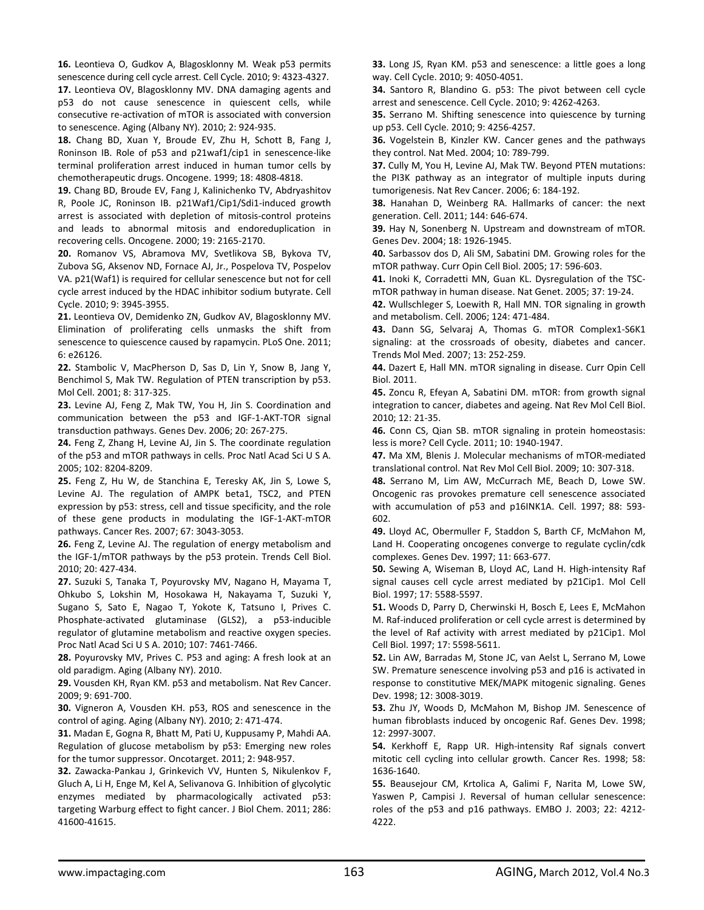**16.** Leontieva O, Gudkov A, Blagosklonny M. Weak p53 permits senescence during cell cycle arrest. Cell Cycle. 2010; 9: 4323-4327.

**17.** Leontieva OV, Blagosklonny MV. DNA damaging agents and p53 do not cause senescence in quiescent cells, while consecutive re-activation of mTOR is associated with conversion to senescence. Aging (Albany NY). 2010; 2: 924-935.

**18.** Chang BD, Xuan Y, Broude EV, Zhu H, Schott B, Fang J, Roninson IB. Role of p53 and p21waf1/cip1 in senescence-like terminal proliferation arrest induced in human tumor cells by chemotherapeutic drugs. Oncogene. 1999; 18: 4808-4818.

**19.** Chang BD, Broude EV, Fang J, Kalinichenko TV, Abdryashitov R, Poole JC, Roninson IB. p21Waf1/Cip1/Sdi1-induced growth arrest is associated with depletion of mitosis-control proteins and leads to abnormal mitosis and endoreduplication in recovering cells. Oncogene. 2000; 19: 2165-2170.

**20.** Romanov VS, Abramova MV, Svetlikova SB, Bykova TV, Zubova SG, Aksenov ND, Fornace AJ, Jr., Pospelova TV, Pospelov VA. p21(Waf1) is required for cellular senescence but not for cell cycle arrest induced by the HDAC inhibitor sodium butyrate. Cell Cycle. 2010; 9: 3945-3955.

**21.** Leontieva OV, Demidenko ZN, Gudkov AV, Blagosklonny MV. Elimination of proliferating cells unmasks the shift from senescence to quiescence caused by rapamycin. PLoS One. 2011; 6: e26126.

**22.** Stambolic V, MacPherson D, Sas D, Lin Y, Snow B, Jang Y, Benchimol S, Mak TW. Regulation of PTEN transcription by p53. Mol Cell. 2001; 8: 317-325.

**23.** Levine AJ, Feng Z, Mak TW, You H, Jin S. Coordination and communication between the p53 and IGF-1-AKT-TOR signal transduction pathways. Genes Dev. 2006; 20: 267-275.

**24.** Feng Z, Zhang H, Levine AJ, Jin S. The coordinate regulation of the p53 and mTOR pathways in cells. Proc Natl Acad Sci U S A. 2005; 102: 8204-8209.

**25.** Feng Z, Hu W, de Stanchina E, Teresky AK, Jin S, Lowe S, Levine AJ. The regulation of AMPK beta1, TSC2, and PTEN expression by p53: stress, cell and tissue specificity, and the role of these gene products in modulating the IGF-1-AKT-mTOR pathways. Cancer Res. 2007; 67: 3043-3053.

**26.** Feng Z, Levine AJ. The regulation of energy metabolism and the IGF-1/mTOR pathways by the p53 protein. Trends Cell Biol. 2010; 20: 427-434.

**27.** Suzuki S, Tanaka T, Poyurovsky MV, Nagano H, Mayama T, Ohkubo S, Lokshin M, Hosokawa H, Nakayama T, Suzuki Y, Sugano S, Sato E, Nagao T, Yokote K, Tatsuno I, Prives C. Phosphate-activated glutaminase (GLS2), a p53-inducible regulator of glutamine metabolism and reactive oxygen species. Proc Natl Acad Sci U S A. 2010; 107: 7461-7466.

**28.** Poyurovsky MV, Prives C. P53 and aging: A fresh look at an old paradigm. Aging (Albany NY). 2010.

**29.** Vousden KH, Ryan KM. p53 and metabolism. Nat Rev Cancer. 2009; 9: 691-700.

**30.** Vigneron A, Vousden KH. p53, ROS and senescence in the control of aging. Aging (Albany NY). 2010; 2: 471-474.

**31.** Madan E, Gogna R, Bhatt M, Pati U, Kuppusamy P, Mahdi AA. Regulation of glucose metabolism by p53: Emerging new roles for the tumor suppressor. Oncotarget. 2011; 2: 948-957.

**32.** Zawacka-Pankau J, Grinkevich VV, Hunten S, Nikulenkov F, Gluch A, Li H, Enge M, Kel A, Selivanova G. Inhibition of glycolytic enzymes mediated by pharmacologically activated p53: targeting Warburg effect to fight cancer. J Biol Chem. 2011; 286: 41600-41615.

**33.** Long JS, Ryan KM. p53 and senescence: a little goes a long way. Cell Cycle. 2010; 9: 4050-4051.

**34.** Santoro R, Blandino G. p53: The pivot between cell cycle arrest and senescence. Cell Cycle. 2010; 9: 4262-4263.

**35.** Serrano M. Shifting senescence into quiescence by turning up p53. Cell Cycle. 2010; 9: 4256-4257.

**36.** Vogelstein B, Kinzler KW. Cancer genes and the pathways they control. Nat Med. 2004; 10: 789-799.

**37.** Cully M, You H, Levine AJ, Mak TW. Beyond PTEN mutations: the PI3K pathway as an integrator of multiple inputs during tumorigenesis. Nat Rev Cancer. 2006; 6: 184-192.

**38.** Hanahan D, Weinberg RA. Hallmarks of cancer: the next generation. Cell. 2011; 144: 646-674.

**39.** Hay N, Sonenberg N. Upstream and downstream of mTOR. Genes Dev. 2004; 18: 1926-1945.

**40.** Sarbassov dos D, Ali SM, Sabatini DM. Growing roles for the mTOR pathway. Curr Opin Cell Biol. 2005; 17: 596-603.

**41.** Inoki K, Corradetti MN, Guan KL. Dysregulation of the TSC-mTOR pathway in human disease. Nat Genet. 2005; 37: 19-24.

**42.** Wullschleger S, Loewith R, Hall MN. TOR signaling in growth and metabolism. Cell. 2006; 124: 471-484.

**43.** Dann SG, Selvaraj A, Thomas G. mTOR Complex1-S6K1 signaling: at the crossroads of obesity, diabetes and cancer. Trends Mol Med. 2007; 13: 252-259.

**44.** Dazert E, Hall MN. mTOR signaling in disease. Curr Opin Cell Biol. 2011.

**45.** Zoncu R, Efeyan A, Sabatini DM. mTOR: from growth signal integration to cancer, diabetes and ageing. Nat Rev Mol Cell Biol. 2010; 12: 21-35.

**46.** Conn CS, Qian SB. mTOR signaling in protein homeostasis: less is more? Cell Cycle. 2011; 10: 1940-1947.

**47.** Ma XM, Blenis J. Molecular mechanisms of mTOR-mediated translational control. Nat Rev Mol Cell Biol. 2009; 10: 307-318.

**48.** Serrano M, Lim AW, McCurrach ME, Beach D, Lowe SW. Oncogenic ras provokes premature cell senescence associated with accumulation of p53 and p16INK1A. Cell. 1997; 88: 593-602.

**49.** Lloyd AC, Obermuller F, Staddon S, Barth CF, McMahon M, Land H. Cooperating oncogenes converge to regulate cyclin/cdk complexes. Genes Dev. 1997; 11: 663-677.

**50.** Sewing A, Wiseman B, Lloyd AC, Land H. High-intensity Raf signal causes cell cycle arrest mediated by p21Cip1. Mol Cell Biol. 1997; 17: 5588-5597.

**51.** Woods D, Parry D, Cherwinski H, Bosch E, Lees E, McMahon M. Raf-induced proliferation or cell cycle arrest is determined by the level of Raf activity with arrest mediated by p21Cip1. Mol Cell Biol. 1997; 17: 5598-5611.

**52.** Lin AW, Barradas M, Stone JC, van Aelst L, Serrano M, Lowe SW. Premature senescence involving p53 and p16 is activated in response to constitutive MEK/MAPK mitogenic signaling. Genes Dev. 1998; 12: 3008-3019.

**53.** Zhu JY, Woods D, McMahon M, Bishop JM. Senescence of human fibroblasts induced by oncogenic Raf. Genes Dev. 1998; 12: 2997-3007.

**54.** Kerkhoff E, Rapp UR. High-intensity Raf signals convert mitotic cell cycling into cellular growth. Cancer Res. 1998; 58: 1636-1640.

**55.** Beausejour CM, Krtolica A, Galimi F, Narita M, Lowe SW, Yaswen P, Campisi J. Reversal of human cellular senescence: roles of the p53 and p16 pathways. EMBO J. 2003; 22: 4212-4222.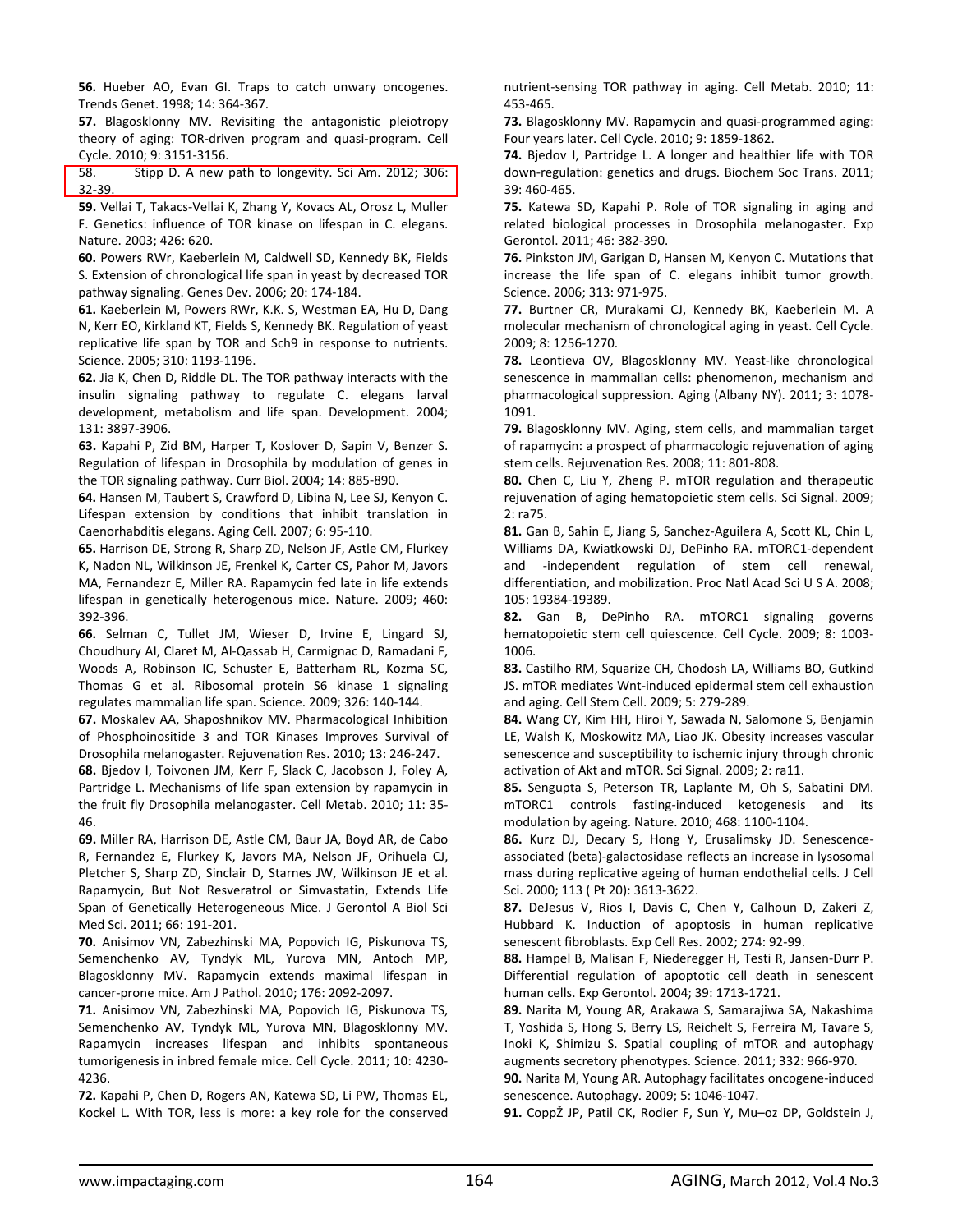**56.** Hueber AO, Evan GI. Traps to catch unwary oncogenes. Trends Genet. 1998; 14: 364-367.

**57.** Blagosklonny MV. Revisiting the antagonistic pleiotropy theory of aging: TOR-driven program and quasi-program. Cell Cycle. 2010; 9: 3151-3156.

58. Stipp D. A new path to longevity. Sci Am. 2012; 306: 32-39.

**59.** Vellai T, Takacs-Vellai K, Zhang Y, Kovacs AL, Orosz L, Muller F. Genetics: influence of TOR kinase on lifespan in C. elegans. Nature. 2003; 426: 620.

**60.** Powers RWr, Kaeberlein M, Caldwell SD, Kennedy BK, Fields S. Extension of chronological life span in yeast by decreased TOR pathway signaling. Genes Dev. 2006; 20: 174-184.

**61.** Kaeberlein M, Powers RWr, K.K. S, Westman EA, Hu D, Dang N, Kerr EO, Kirkland KT, Fields S, Kennedy BK. Regulation of yeast replicative life span by TOR and Sch9 in response to nutrients. Science. 2005; 310: 1193-1196.

**62.** Jia K, Chen D, Riddle DL. The TOR pathway interacts with the insulin signaling pathway to regulate C. elegans larval development, metabolism and life span. Development. 2004; 131: 3897-3906.

**63.** Kapahi P, Zid BM, Harper T, Koslover D, Sapin V, Benzer S. Regulation of lifespan in Drosophila by modulation of genes in the TOR signaling pathway. Curr Biol. 2004; 14: 885-890.

**64.** Hansen M, Taubert S, Crawford D, Libina N, Lee SJ, Kenyon C. Lifespan extension by conditions that inhibit translation in Caenorhabditis elegans. Aging Cell. 2007; 6: 95-110.

**65.** Harrison DE, Strong R, Sharp ZD, Nelson JF, Astle CM, Flurkey K, Nadon NL, Wilkinson JE, Frenkel K, Carter CS, Pahor M, Javors MA, Fernandezr E, Miller RA. Rapamycin fed late in life extends lifespan in genetically heterogenous mice. Nature. 2009; 460: 392-396.

**66.** Selman C, Tullet JM, Wieser D, Irvine E, Lingard SJ, Choudhury AI, Claret M, Al-Qassab H, Carmignac D, Ramadani F, Woods A, Robinson IC, Schuster E, Batterham RL, Kozma SC, Thomas G et al. Ribosomal protein S6 kinase 1 signaling regulates mammalian life span. Science. 2009; 326: 140-144.

**67.** Moskalev AA, Shaposhnikov MV. Pharmacological Inhibition of Phosphoinositide 3 and TOR Kinases Improves Survival of Drosophila melanogaster. Rejuvenation Res. 2010; 13: 246-247.

**68.** Bjedov I, Toivonen JM, Kerr F, Slack C, Jacobson J, Foley A, Partridge L. Mechanisms of life span extension by rapamycin in the fruit fly Drosophila melanogaster. Cell Metab. 2010; 11: 35-46.

**69.** Miller RA, Harrison DE, Astle CM, Baur JA, Boyd AR, de Cabo R, Fernandez E, Flurkey K, Javors MA, Nelson JF, Orihuela CJ, Pletcher S, Sharp ZD, Sinclair D, Starnes JW, Wilkinson JE et al. Rapamycin, But Not Resveratrol or Simvastatin, Extends Life Span of Genetically Heterogeneous Mice. J Gerontol A Biol Sci Med Sci. 2011; 66: 191-201.

**70.** Anisimov VN, Zabezhinski MA, Popovich IG, Piskunova TS, Semenchenko AV, Tyndyk ML, Yurova MN, Antoch MP, Blagosklonny MV. Rapamycin extends maximal lifespan in cancer-prone mice. Am J Pathol. 2010; 176: 2092-2097.

**71.** Anisimov VN, Zabezhinski MA, Popovich IG, Piskunova TS, Semenchenko AV, Tyndyk ML, Yurova MN, Blagosklonny MV. Rapamycin increases lifespan and inhibits spontaneous tumorigenesis in inbred female mice. Cell Cycle. 2011; 10: 4230-4236.

**72.** Kapahi P, Chen D, Rogers AN, Katewa SD, Li PW, Thomas EL, Kockel L. With TOR, less is more: a key role for the conserved nutrient-sensing TOR pathway in aging. Cell Metab. 2010; 11: 453-465.

**73.** Blagosklonny MV. Rapamycin and quasi-programmed aging: Four years later. Cell Cycle. 2010; 9: 1859-1862.

**74.** Bjedov I, Partridge L. A longer and healthier life with TOR down-regulation: genetics and drugs. Biochem Soc Trans. 2011; 39: 460-465.

**75.** Katewa SD, Kapahi P. Role of TOR signaling in aging and related biological processes in Drosophila melanogaster. Exp Gerontol. 2011; 46: 382-390.

**76.** Pinkston JM, Garigan D, Hansen M, Kenyon C. Mutations that increase the life span of C. elegans inhibit tumor growth. Science. 2006; 313: 971-975.

**77.** Burtner CR, Murakami CJ, Kennedy BK, Kaeberlein M. A molecular mechanism of chronological aging in yeast. Cell Cycle. 2009; 8: 1256-1270.

**78.** Leontieva OV, Blagosklonny MV. Yeast-like chronological senescence in mammalian cells: phenomenon, mechanism and pharmacological suppression. Aging (Albany NY). 2011; 3: 1078-1091.

**79.** Blagosklonny MV. Aging, stem cells, and mammalian target of rapamycin: a prospect of pharmacologic rejuvenation of aging stem cells. Rejuvenation Res. 2008; 11: 801-808.

**80.** Chen C, Liu Y, Zheng P. mTOR regulation and therapeutic rejuvenation of aging hematopoietic stem cells. Sci Signal. 2009; 2: ra75.

**81.** Gan B, Sahin E, Jiang S, Sanchez-Aguilera A, Scott KL, Chin L, Williams DA, Kwiatkowski DJ, DePinho RA. mTORC1-dependent and -independent regulation of stem cell renewal, differentiation, and mobilization. Proc Natl Acad Sci U S A. 2008; 105: 19384-19389.

**82.** Gan B, DePinho RA. mTORC1 signaling governs hematopoietic stem cell quiescence. Cell Cycle. 2009; 8: 1003-1006.

**83.** Castilho RM, Squarize CH, Chodosh LA, Williams BO, Gutkind JS. mTOR mediates Wnt-induced epidermal stem cell exhaustion and aging. Cell Stem Cell. 2009; 5: 279-289.

**84.** Wang CY, Kim HH, Hiroi Y, Sawada N, Salomone S, Benjamin LE, Walsh K, Moskowitz MA, Liao JK. Obesity increases vascular senescence and susceptibility to ischemic injury through chronic activation of Akt and mTOR. Sci Signal. 2009; 2: ra11.

**85.** Sengupta S, Peterson TR, Laplante M, Oh S, Sabatini DM. mTORC1 controls fasting-induced ketogenesis and its modulation by ageing. Nature. 2010; 468: 1100-1104.

**86.** Kurz DJ, Decary S, Hong Y, Erusalimsky JD. Senescence-associated (beta)-galactosidase reflects an increase in lysosomal mass during replicative ageing of human endothelial cells. J Cell Sci. 2000; 113 ( Pt 20): 3613-3622.

**87.** DeJesus V, Rios I, Davis C, Chen Y, Calhoun D, Zakeri Z, Hubbard K. Induction of apoptosis in human replicative senescent fibroblasts. Exp Cell Res. 2002; 274: 92-99.

**88.** Hampel B, Malisan F, Niederegger H, Testi R, Jansen-Durr P. Differential regulation of apoptotic cell death in senescent human cells. Exp Gerontol. 2004; 39: 1713-1721.

**89.** Narita M, Young AR, Arakawa S, Samarajiwa SA, Nakashima T, Yoshida S, Hong S, Berry LS, Reichelt S, Ferreira M, Tavare S, Inoki K, Shimizu S. Spatial coupling of mTOR and autophagy augments secretory phenotypes. Science. 2011; 332: 966-970.

**90.** Narita M, Young AR. Autophagy facilitates oncogene-induced senescence. Autophagy. 2009; 5: 1046-1047.

**91.** CoppŽ JP, Patil CK, Rodier F, Sun Y, Mu–oz DP, Goldstein J,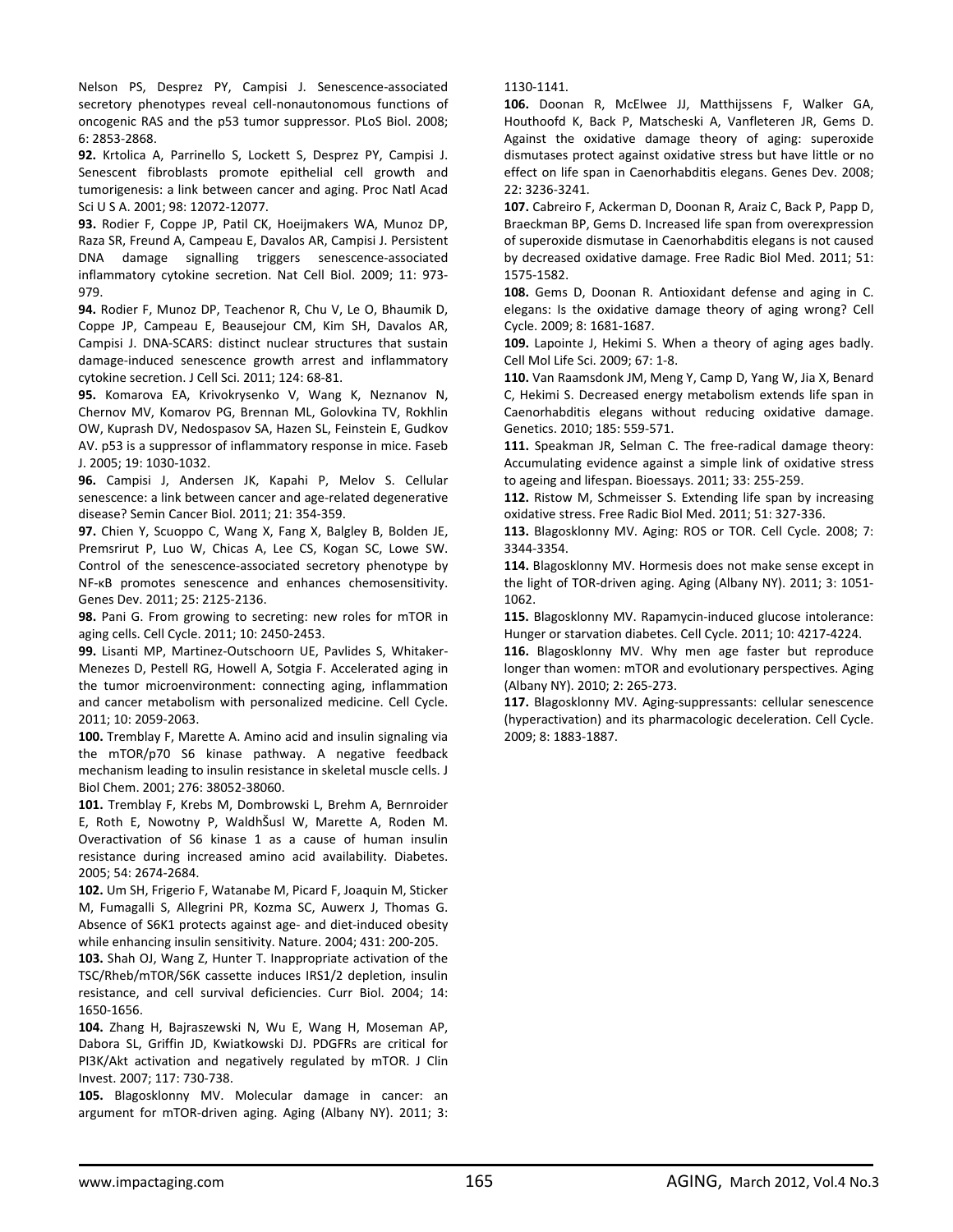Nelson PS, Desprez PY, Campisi J. Senescence-associated secretory phenotypes reveal cell-nonautonomous functions of oncogenic RAS and the p53 tumor suppressor. PLoS Biol. 2008; 6: 2853-2868.

**92.** Krtolica A, Parrinello S, Lockett S, Desprez PY, Campisi J. Senescent fibroblasts promote epithelial cell growth and tumorigenesis: a link between cancer and aging. Proc Natl Acad Sci U S A. 2001; 98: 12072-12077.

**93.** Rodier F, Coppe JP, Patil CK, Hoeijmakers WA, Munoz DP, Raza SR, Freund A, Campeau E, Davalos AR, Campisi J. Persistent DNA damage signalling triggers senescence-associated inflammatory cytokine secretion. Nat Cell Biol. 2009; 11: 973-979.

**94.** Rodier F, Munoz DP, Teachenor R, Chu V, Le O, Bhaumik D, Coppe JP, Campeau E, Beausejour CM, Kim SH, Davalos AR, Campisi J. DNA-SCARS: distinct nuclear structures that sustain damage-induced senescence growth arrest and inflammatory cytokine secretion. J Cell Sci. 2011; 124: 68-81.

**95.** Komarova EA, Krivokrysenko V, Wang K, Neznanov N, Chernov MV, Komarov PG, Brennan ML, Golovkina TV, Rokhlin OW, Kuprash DV, Nedospasov SA, Hazen SL, Feinstein E, Gudkov AV. p53 is a suppressor of inflammatory response in mice. Faseb J. 2005; 19: 1030-1032.

**96.** Campisi J, Andersen JK, Kapahi P, Melov S. Cellular senescence: a link between cancer and age-related degenerative disease? Semin Cancer Biol. 2011; 21: 354-359.

**97.** Chien Y, Scuoppo C, Wang X, Fang X, Balgley B, Bolden JE, Premsrirut P, Luo W, Chicas A, Lee CS, Kogan SC, Lowe SW. Control of the senescence-associated secretory phenotype by NF-κB promotes senescence and enhances chemosensitivity. Genes Dev. 2011; 25: 2125-2136.

**98.** Pani G. From growing to secreting: new roles for mTOR in aging cells. Cell Cycle. 2011; 10: 2450-2453.

**99.** Lisanti MP, Martinez-Outschoorn UE, Pavlides S, Whitaker-Menezes D, Pestell RG, Howell A, Sotgia F. Accelerated aging in the tumor microenvironment: connecting aging, inflammation and cancer metabolism with personalized medicine. Cell Cycle. 2011; 10: 2059-2063.

**100.** Tremblay F, Marette A. Amino acid and insulin signaling via the mTOR/p70 S6 kinase pathway. A negative feedback mechanism leading to insulin resistance in skeletal muscle cells. J Biol Chem. 2001; 276: 38052-38060.

**101.** Tremblay F, Krebs M, Dombrowski L, Brehm A, Bernroider E, Roth E, Nowotny P, WaldhŠusl W, Marette A, Roden M. Overactivation of S6 kinase 1 as a cause of human insulin resistance during increased amino acid availability. Diabetes. 2005; 54: 2674-2684.

**102.** Um SH, Frigerio F, Watanabe M, Picard F, Joaquin M, Sticker M, Fumagalli S, Allegrini PR, Kozma SC, Auwerx J, Thomas G. Absence of S6K1 protects against age- and diet-induced obesity while enhancing insulin sensitivity. Nature. 2004; 431: 200-205.

**103.** Shah OJ, Wang Z, Hunter T. Inappropriate activation of the TSC/Rheb/mTOR/S6K cassette induces IRS1/2 depletion, insulin resistance, and cell survival deficiencies. Curr Biol. 2004; 14: 1650-1656.

**104.** Zhang H, Bajraszewski N, Wu E, Wang H, Moseman AP, Dabora SL, Griffin JD, Kwiatkowski DJ. PDGFRs are critical for PI3K/Akt activation and negatively regulated by mTOR. J Clin Invest. 2007; 117: 730-738.

**105.** Blagosklonny MV. Molecular damage in cancer: an argument for mTOR-driven aging. Aging (Albany NY). 2011; 3: 1130-1141.

**106.** Doonan R, McElwee JJ, Matthijssens F, Walker GA, Houthoofd K, Back P, Matscheski A, Vanfleteren JR, Gems D. Against the oxidative damage theory of aging: superoxide dismutases protect against oxidative stress but have little or no effect on life span in Caenorhabditis elegans. Genes Dev. 2008; 22: 3236-3241.

**107.** Cabreiro F, Ackerman D, Doonan R, Araiz C, Back P, Papp D, Braeckman BP, Gems D. Increased life span from overexpression of superoxide dismutase in Caenorhabditis elegans is not caused by decreased oxidative damage. Free Radic Biol Med. 2011; 51: 1575-1582.

**108.** Gems D, Doonan R. Antioxidant defense and aging in C. elegans: Is the oxidative damage theory of aging wrong? Cell Cycle. 2009; 8: 1681-1687.

**109.** Lapointe J, Hekimi S. When a theory of aging ages badly. Cell Mol Life Sci. 2009; 67: 1-8.

**110.** Van Raamsdonk JM, Meng Y, Camp D, Yang W, Jia X, Benard C, Hekimi S. Decreased energy metabolism extends life span in Caenorhabditis elegans without reducing oxidative damage. Genetics. 2010; 185: 559-571.

**111.** Speakman JR, Selman C. The free-radical damage theory: Accumulating evidence against a simple link of oxidative stress to ageing and lifespan. Bioessays. 2011; 33: 255-259.

**112.** Ristow M, Schmeisser S. Extending life span by increasing oxidative stress. Free Radic Biol Med. 2011; 51: 327-336.

**113.** Blagosklonny MV. Aging: ROS or TOR. Cell Cycle. 2008; 7: 3344-3354.

**114.** Blagosklonny MV. Hormesis does not make sense except in the light of TOR-driven aging. Aging (Albany NY). 2011; 3: 1051-1062.

**115.** Blagosklonny MV. Rapamycin-induced glucose intolerance: Hunger or starvation diabetes. Cell Cycle. 2011; 10: 4217-4224.

**116.** Blagosklonny MV. Why men age faster but reproduce longer than women: mTOR and evolutionary perspectives. Aging (Albany NY). 2010; 2: 265-273.

**117.** Blagosklonny MV. Aging-suppressants: cellular senescence (hyperactivation) and its pharmacologic deceleration. Cell Cycle. 2009; 8: 1883-1887.